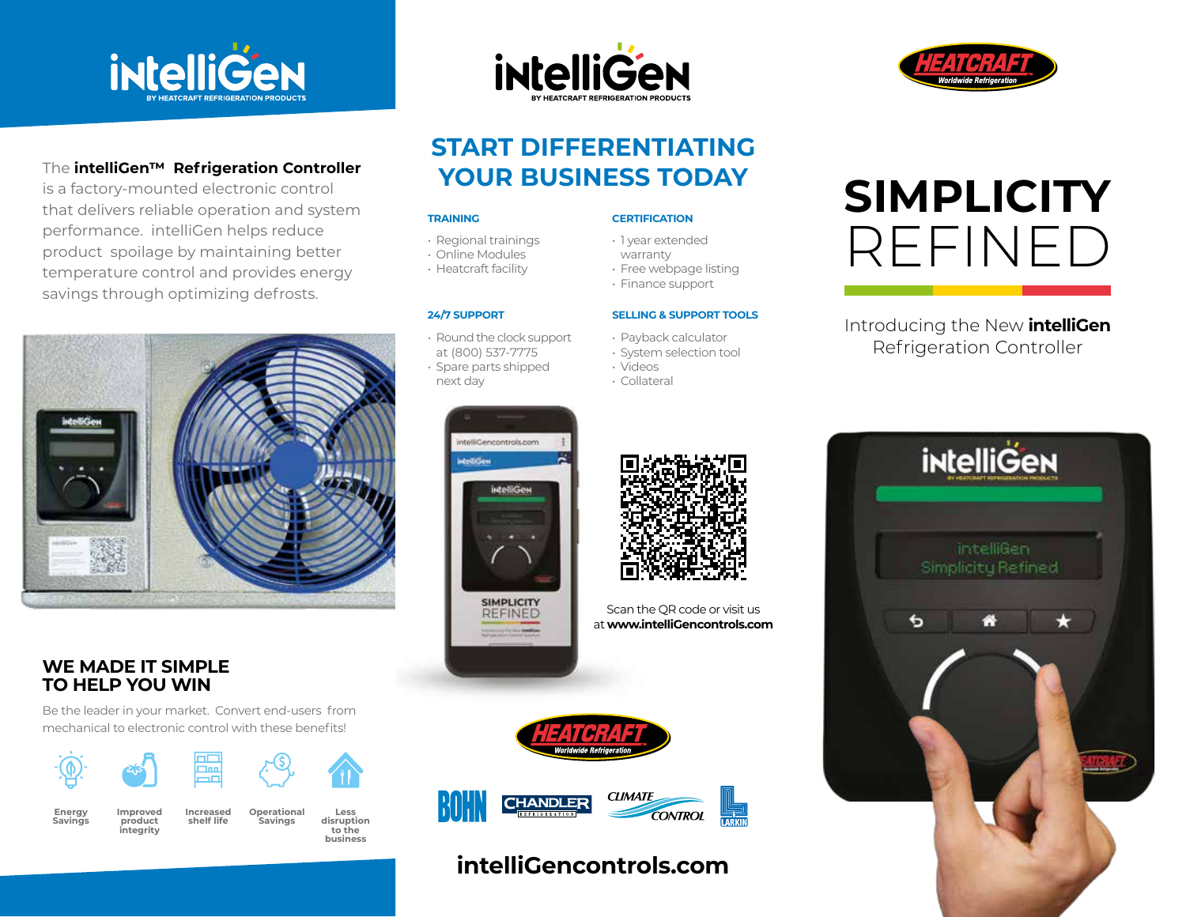# intelliGen

BY HEATCRAFT REFRIGERATION PRODUCTS

The **intelliGen™ Refrigeration Controller** is a factory-mounted electronic control that delivers reliable operation and system performance. intelliGen helps reduce product spoilage by maintaining better temperature control and provides energy savings through optimizing defrosts.

## WE MADE IT SIMPLE TO HELP YOU WIN

Be the leader in your market. Convert end-users from mechanical to electronic control with these benefits!

- Energy Savings
- Improved product integrity
- Increased shelf life
- Operational Savings
- Less disruption to the business

# intelliGen

BY HEATCRAFT REFRIGERATION PRODUCTS

## START DIFFERENTIATING YOUR BUSINESS TODAY

### TRAINING

- Regional trainings
- Online Modules
- Heatcraft facility

### CERTIFICATION

- 1 year extended warranty
- Free webpage listing
- Finance support

### 24/7 SUPPORT

- Round the clock support at (800) 537-7775
- Spare parts shipped next day

### SELLING & SUPPORT TOOLS

- Payback calculator
- System selection tool
- Videos
- Collateral

Scan the QR code or visit us at **www.intelliGencontrols.com**

HEATCRAFT Worldwide Refrigeration

BOHN | CHANDLER REFRIGERATION | CLIMATE CONTROL | LARKIN

**intelliGencontrols.com**

HEATCRAFT Worldwide Refrigeration

# SIMPLICITY REFINED

Introducing the New **intelliGen** Refrigeration Controller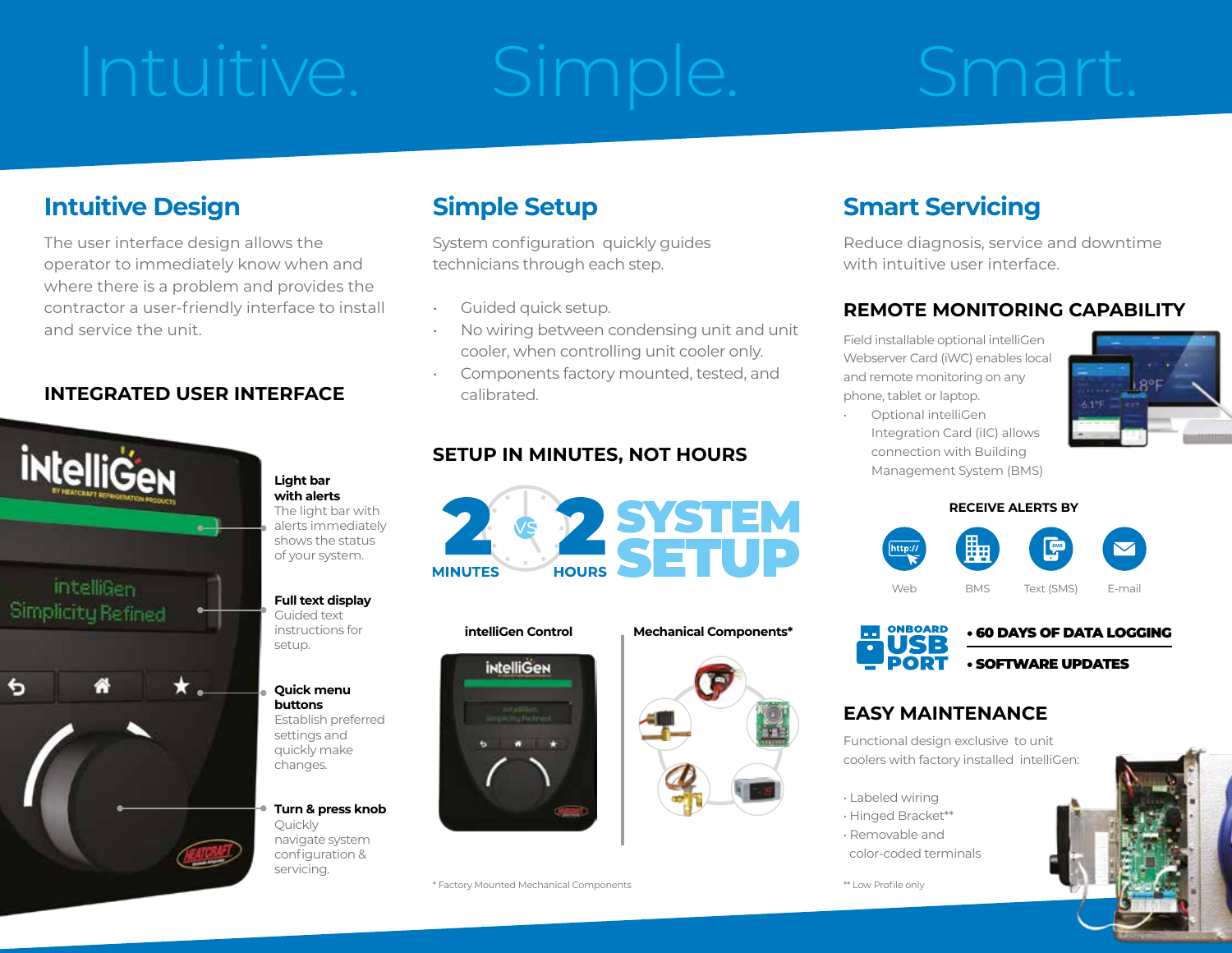# Intuitive. Simple. Smart.

## Intuitive Design

The user interface design allows the operator to immediately know when and where there is a problem and provides the contractor a user-friendly interface to install and service the unit.

### INTEGRATED USER INTERFACE

**Light bar with alerts**
The light bar with alerts immediately shows the status of your system.

**Full text display**
Guided text instructions for setup.

**Quick menu buttons**
Establish preferred settings and quickly make changes.

**Turn & press knob**
Quickly navigate system configuration & servicing.

## Simple Setup

System configuration quickly guides technicians through each step.

- Guided quick setup.
- No wiring between condensing unit and unit cooler, when controlling unit cooler only.
- Components factory mounted, tested, and calibrated.

### SETUP IN MINUTES, NOT HOURS

2 MINUTES VS 2 HOURS SYSTEM SETUP

intelliGen Control

Mechanical Components*

\* Factory Mounted Mechanical Components

## Smart Servicing

Reduce diagnosis, service and downtime with intuitive user interface.

### REMOTE MONITORING CAPABILITY

Field installable optional intelliGen Webserver Card (iWC) enables local and remote monitoring on any phone, tablet or laptop.

- Optional intelliGen Integration Card (iIC) allows connection with Building Management System (BMS)

**RECEIVE ALERTS BY**

Web | BMS | Text (SMS) | E-mail

**ONBOARD USB PORT**

- **60 DAYS OF DATA LOGGING**
- **SOFTWARE UPDATES**

### EASY MAINTENANCE

Functional design exclusive to unit coolers with factory installed intelliGen:

- Labeled wiring
- Hinged Bracket**
- Removable and color-coded terminals

\*\* Low Profile only